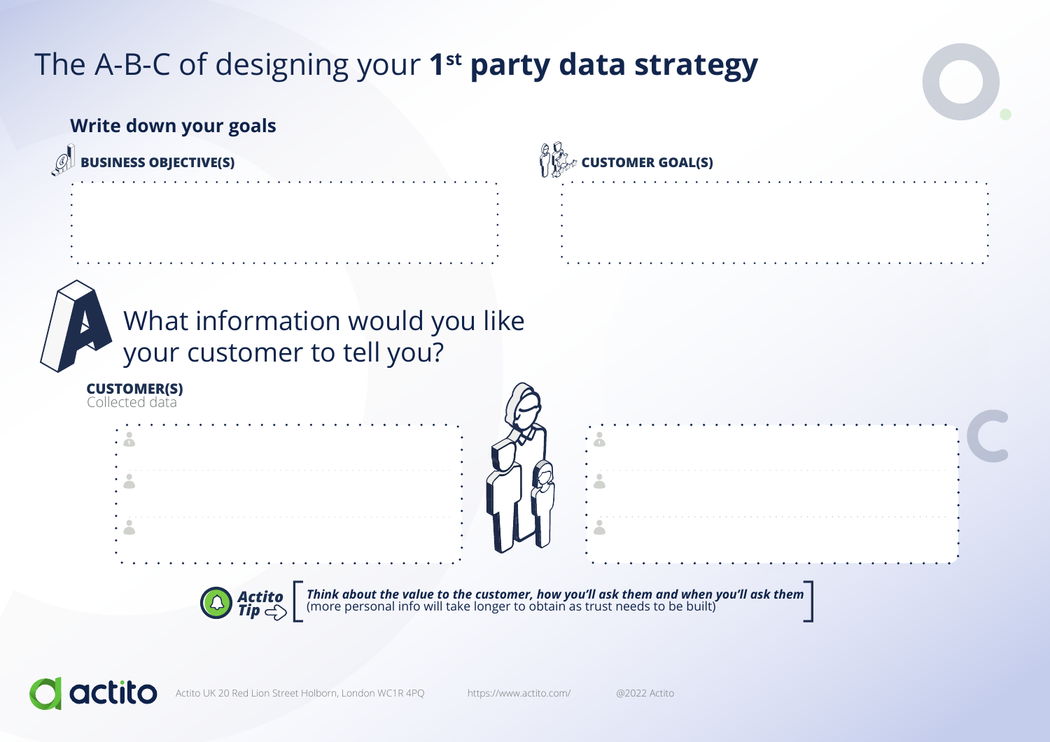# The A-B-C of designing your 1st party data strategy

## Write down your goals

**BUSINESS OBJECTIVE(S)**

**CUSTOMER GOAL(S)**

## A What information would you like your customer to tell you?

**CUSTOMER(S)**
Collected data

**Actito Tip** [ ***Think about the value to the customer, how you'll ask them and when you'll ask them*** (more personal info will take longer to obtain as trust needs to be built) ]

actito Actito UK 20 Red Lion Street Holborn, London WC1R 4PQ https://www.actito.com/ @2022 Actito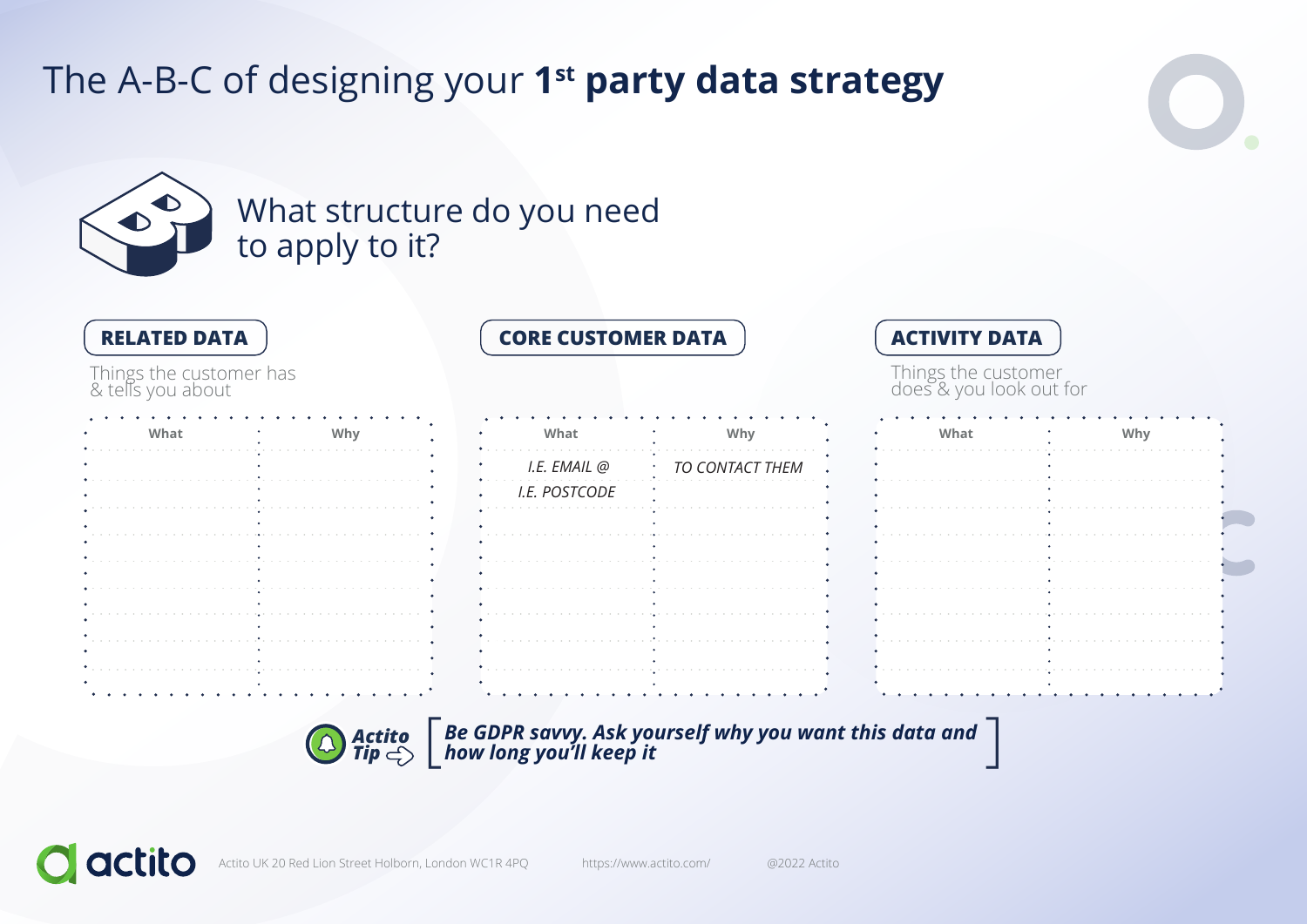# The A-B-C of designing your 1st party data strategy

## B — What structure do you need to apply to it?

### RELATED DATA

Things the customer has & tells you about

| What | Why |
|---|---|
| | |
| | |
| | |
| | |
| | |
| | |
| | |
| | |

### CORE CUSTOMER DATA

| What | Why |
|---|---|
| *I.E. EMAIL @* | *TO CONTACT THEM* |
| *I.E. POSTCODE* | |
| | |
| | |
| | |
| | |
| | |
| | |

### ACTIVITY DATA

Things the customer does & you look out for

| What | Why |
|---|---|
| | |
| | |
| | |
| | |
| | |
| | |
| | |
| | |

**Actito Tip** [ ***Be GDPR savvy. Ask yourself why you want this data and how long you'll keep it*** ]

actito — Actito UK 20 Red Lion Street Holborn, London WC1R 4PQ — https://www.actito.com/ — @2022 Actito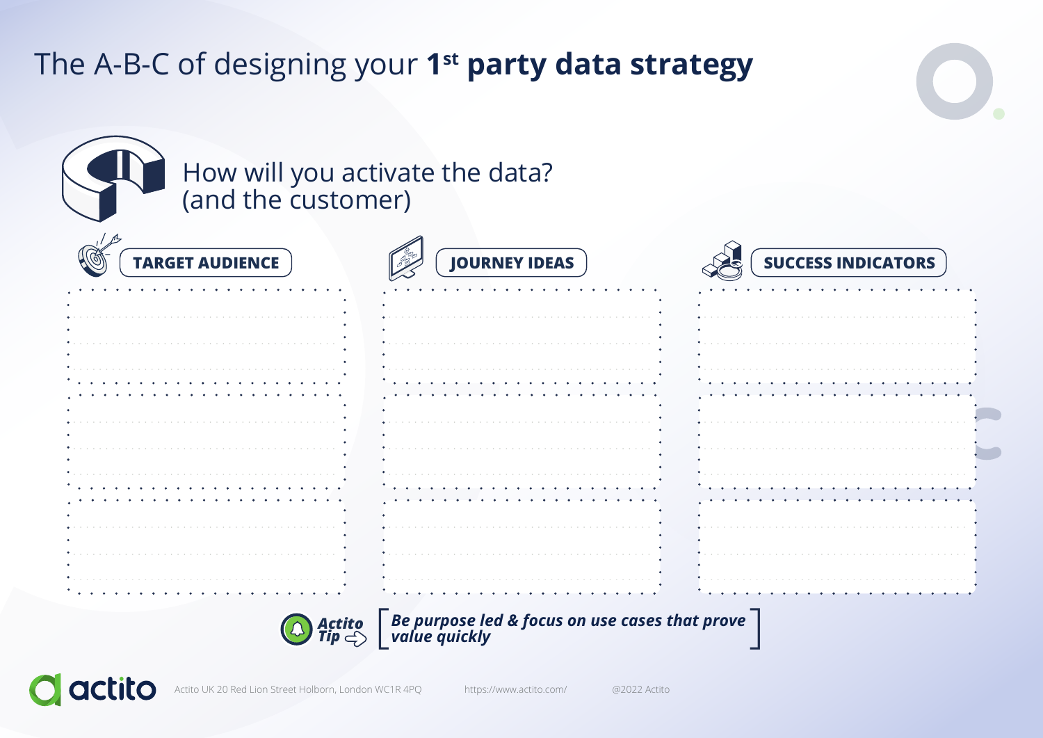# The A-B-C of designing your **1st party data strategy**

## How will you activate the data? (and the customer)

| TARGET AUDIENCE | JOURNEY IDEAS | SUCCESS INDICATORS |
| --- | --- | --- |
| | | |
| | | |
| | | |

**Actito Tip** *[ Be purpose led & focus on use cases that prove value quickly ]*

actito Actito UK 20 Red Lion Street Holborn, London WC1R 4PQ https://www.actito.com/ @2022 Actito